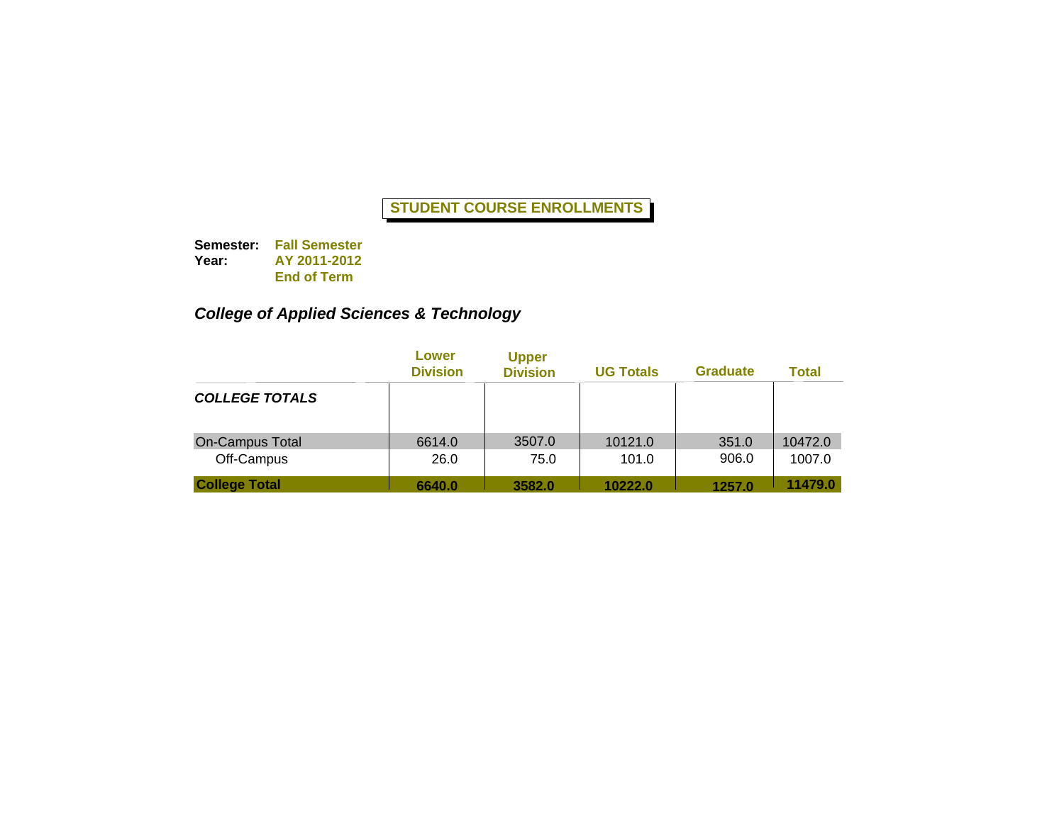# STUDENT COURSE ENROLLMENTS

**Semester:** **Fall Semester**
**Year:** **AY 2011-2012**
**End of Term**

## *College of Applied Sciences & Technology*

| | Lower Division | Upper Division | UG Totals | Graduate | Total |
|---|---|---|---|---|---|
| ***COLLEGE TOTALS*** | | | | | |
| On-Campus Total | 6614.0 | 3507.0 | 10121.0 | 351.0 | 10472.0 |
| Off-Campus | 26.0 | 75.0 | 101.0 | 906.0 | 1007.0 |
| **College Total** | **6640.0** | **3582.0** | **10222.0** | **1257.0** | **11479.0** |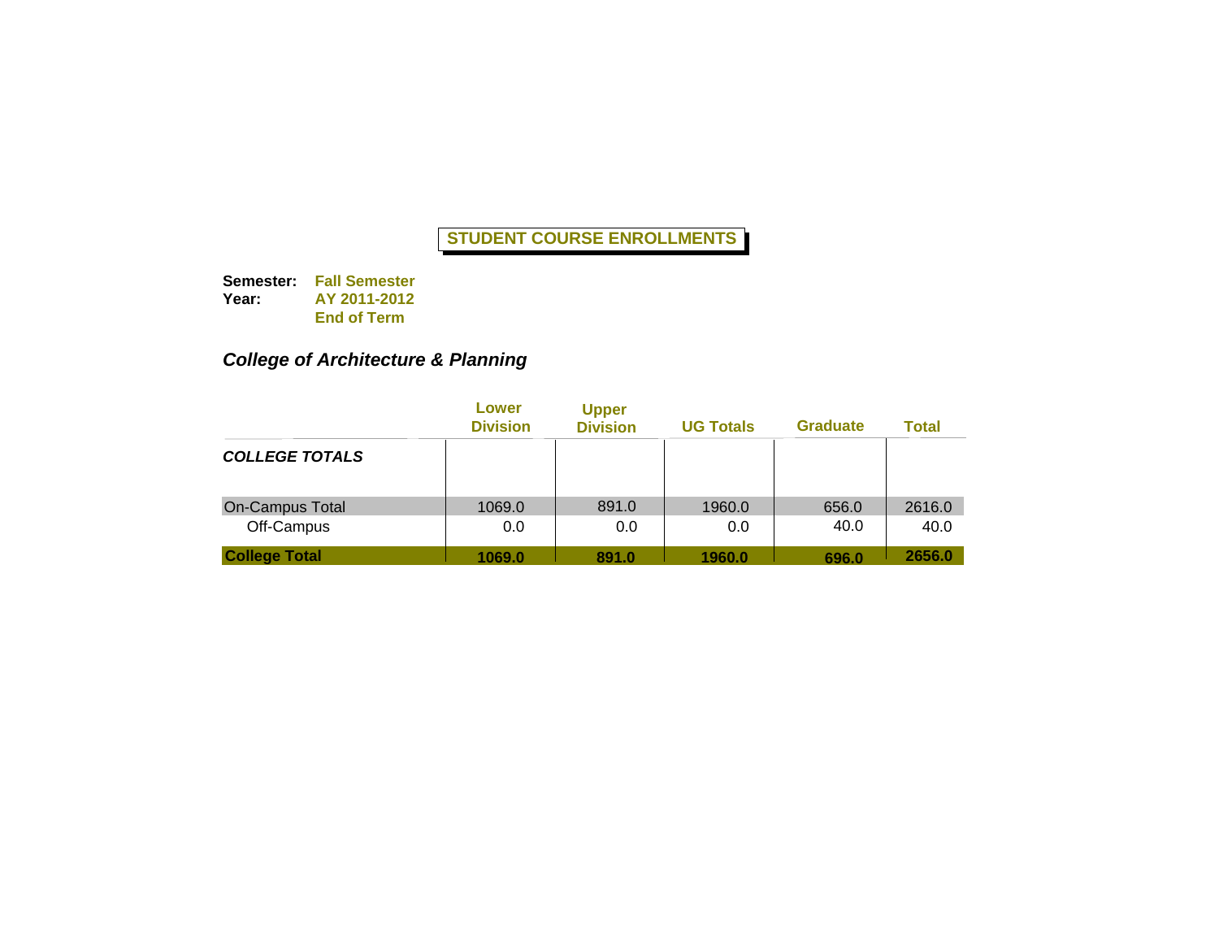# STUDENT COURSE ENROLLMENTS

**Semester:** **Fall Semester**
**Year:** **AY 2011-2012**
**End of Term**

### *College of Architecture & Planning*

| | Lower Division | Upper Division | UG Totals | Graduate | Total |
|---|---|---|---|---|---|
| ***COLLEGE TOTALS*** | | | | | |
| On-Campus Total | 1069.0 | 891.0 | 1960.0 | 656.0 | 2616.0 |
| Off-Campus | 0.0 | 0.0 | 0.0 | 40.0 | 40.0 |
| **College Total** | **1069.0** | **891.0** | **1960.0** | **696.0** | **2656.0** |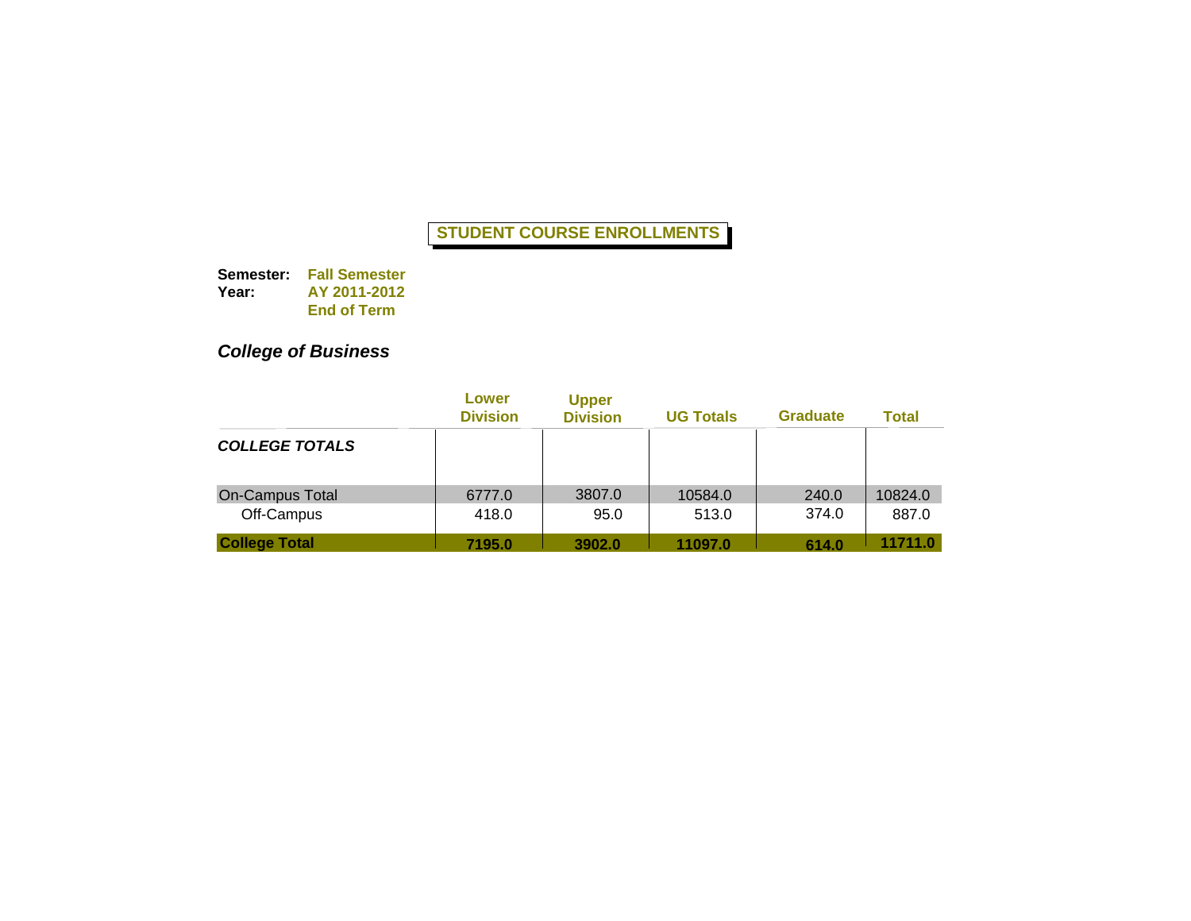# STUDENT COURSE ENROLLMENTS

**Semester:** **Fall Semester**
**Year:** **AY 2011-2012**
**End of Term**

## *College of Business*

| | Lower Division | Upper Division | UG Totals | Graduate | Total |
|---|---|---|---|---|---|
| ***COLLEGE TOTALS*** | | | | | |
| On-Campus Total | 6777.0 | 3807.0 | 10584.0 | 240.0 | 10824.0 |
| Off-Campus | 418.0 | 95.0 | 513.0 | 374.0 | 887.0 |
| **College Total** | **7195.0** | **3902.0** | **11097.0** | **614.0** | **11711.0** |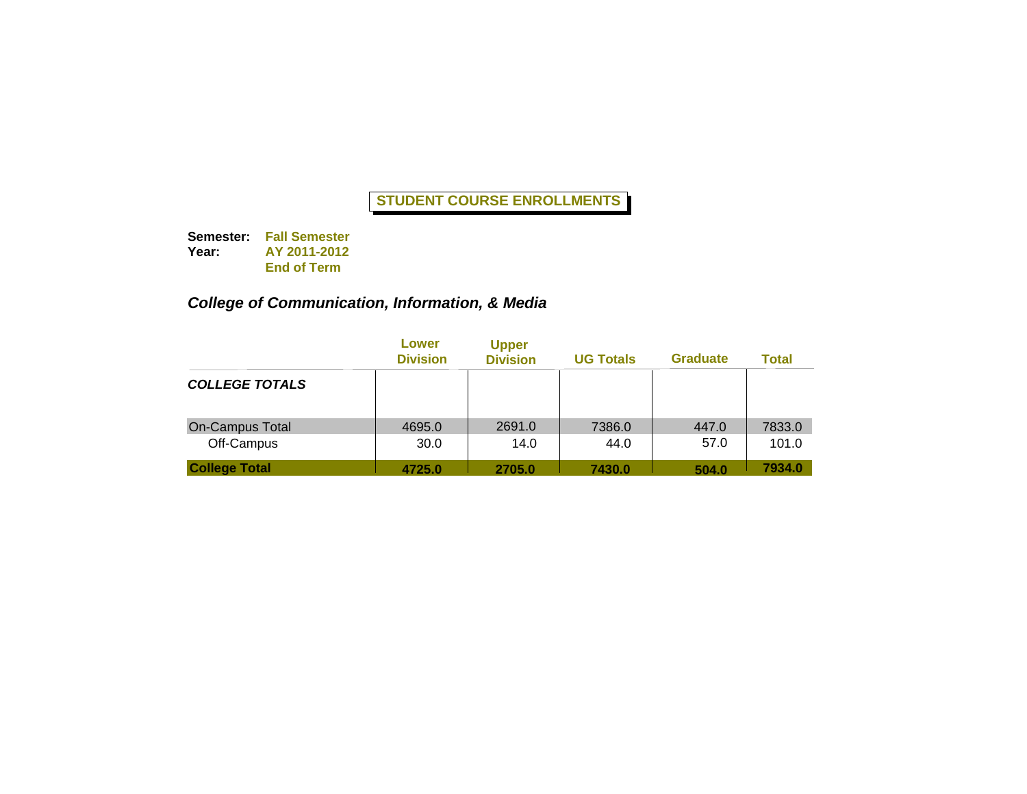# STUDENT COURSE ENROLLMENTS

**Semester:** **Fall Semester**
**Year:** **AY 2011-2012**
**End of Term**

## *College of Communication, Information, & Media*

| | Lower Division | Upper Division | UG Totals | Graduate | Total |
|---|---|---|---|---|---|
| ***COLLEGE TOTALS*** | | | | | |
| On-Campus Total | 4695.0 | 2691.0 | 7386.0 | 447.0 | 7833.0 |
| Off-Campus | 30.0 | 14.0 | 44.0 | 57.0 | 101.0 |
| **College Total** | **4725.0** | **2705.0** | **7430.0** | **504.0** | **7934.0** |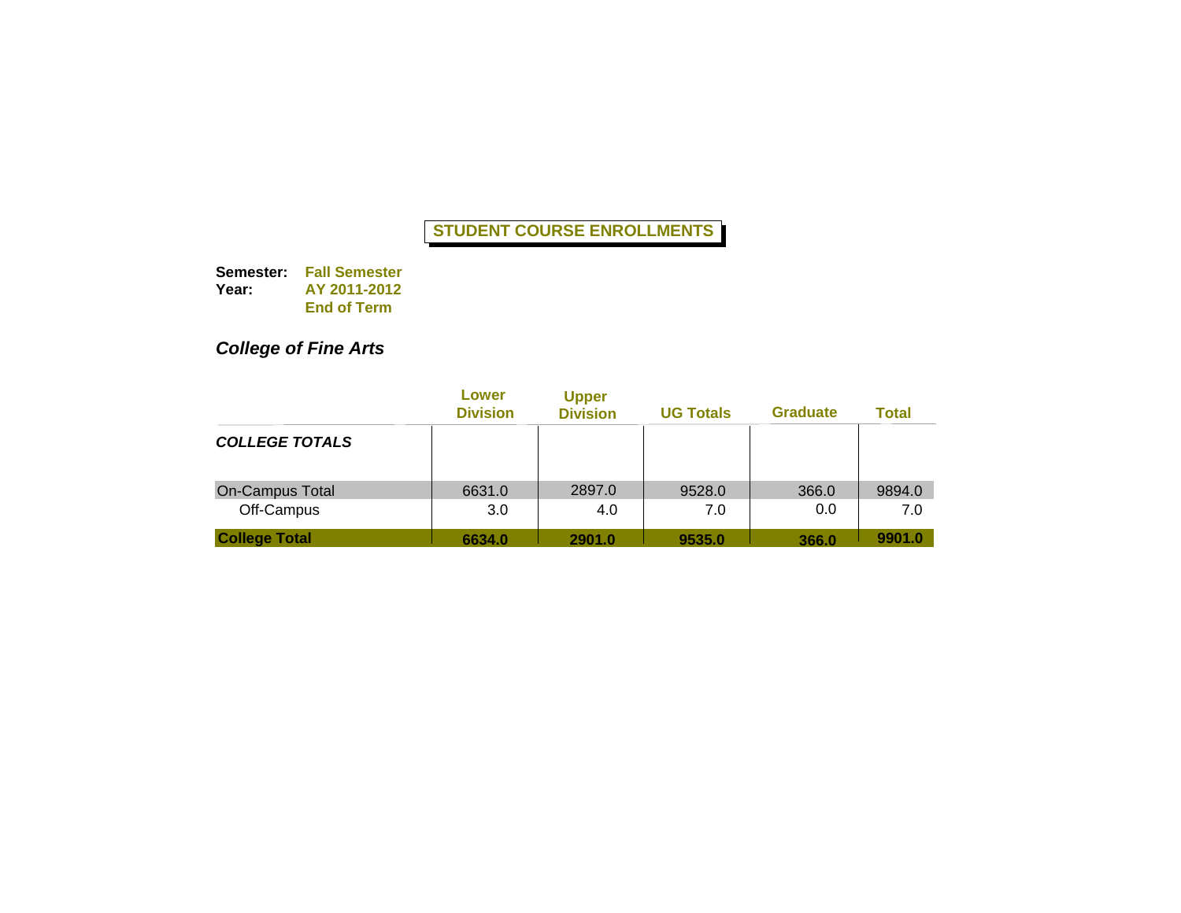# STUDENT COURSE ENROLLMENTS

**Semester:** **Fall Semester**
**Year:** **AY 2011-2012**
**End of Term**

## *College of Fine Arts*

| | Lower Division | Upper Division | UG Totals | Graduate | Total |
|---|---|---|---|---|---|
| ***COLLEGE TOTALS*** | | | | | |
| On-Campus Total | 6631.0 | 2897.0 | 9528.0 | 366.0 | 9894.0 |
| Off-Campus | 3.0 | 4.0 | 7.0 | 0.0 | 7.0 |
| **College Total** | **6634.0** | **2901.0** | **9535.0** | **366.0** | **9901.0** |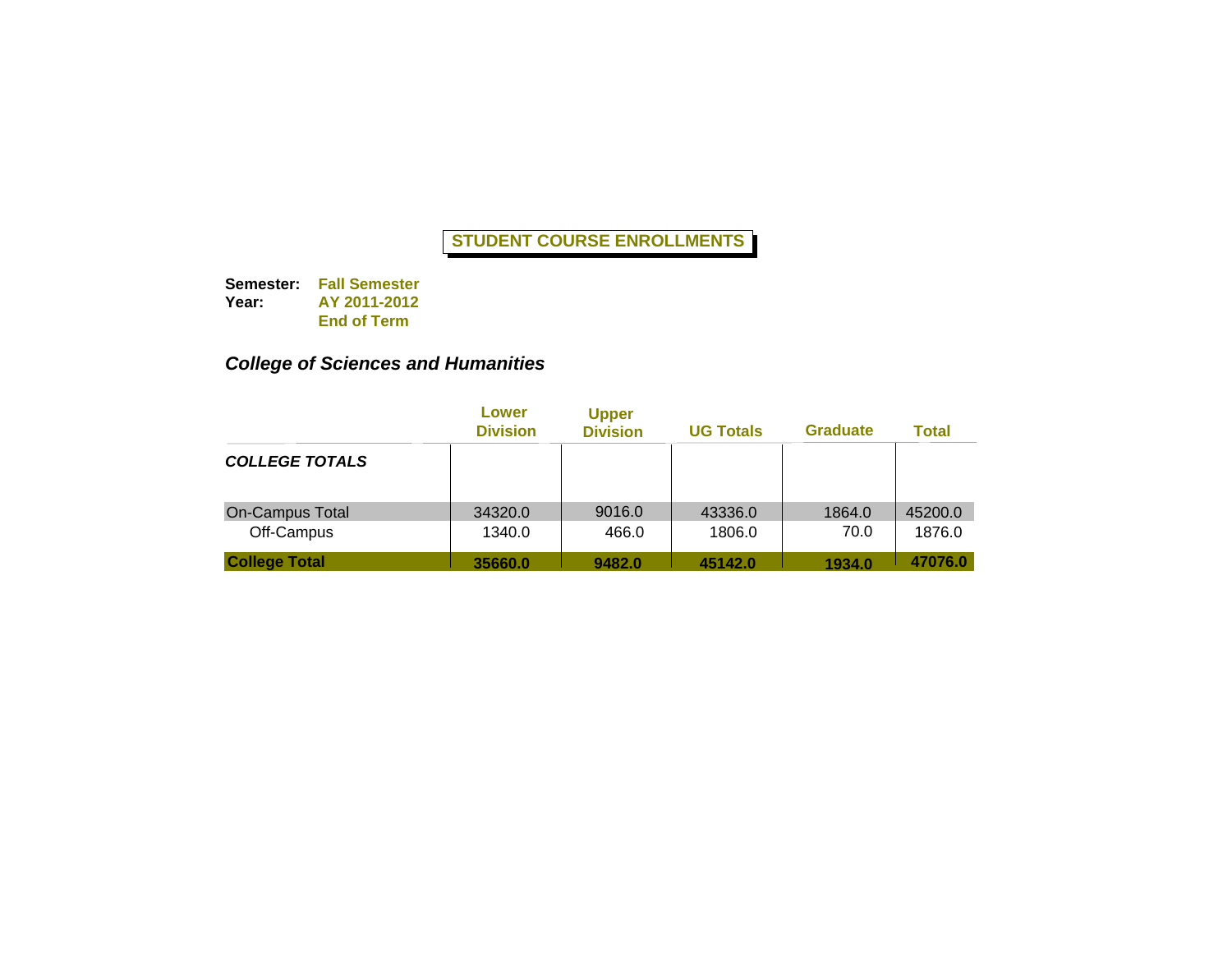# STUDENT COURSE ENROLLMENTS

**Semester:** **Fall Semester**
**Year:** **AY 2011-2012**
**End of Term**

## *College of Sciences and Humanities*

| | Lower Division | Upper Division | UG Totals | Graduate | Total |
|---|---|---|---|---|---|
| ***COLLEGE TOTALS*** | | | | | |
| On-Campus Total | 34320.0 | 9016.0 | 43336.0 | 1864.0 | 45200.0 |
| Off-Campus | 1340.0 | 466.0 | 1806.0 | 70.0 | 1876.0 |
| **College Total** | **35660.0** | **9482.0** | **45142.0** | **1934.0** | **47076.0** |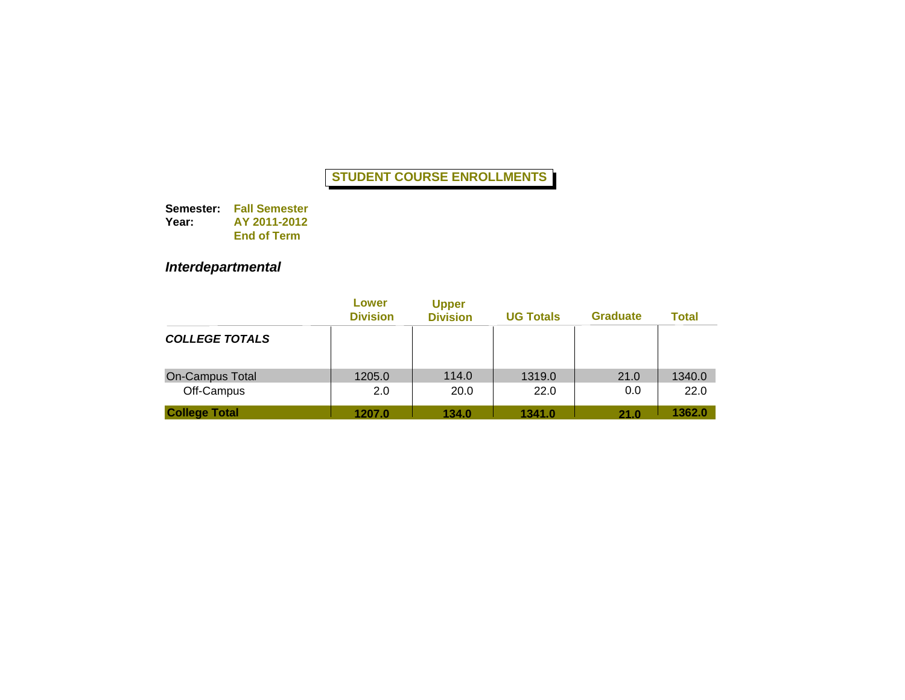# STUDENT COURSE ENROLLMENTS

**Semester:** **Fall Semester**
**Year:** **AY 2011-2012**
**End of Term**

## *Interdepartmental*

| | Lower Division | Upper Division | UG Totals | Graduate | Total |
|---|---|---|---|---|---|
| ***COLLEGE TOTALS*** | | | | | |
| On-Campus Total | 1205.0 | 114.0 | 1319.0 | 21.0 | 1340.0 |
| Off-Campus | 2.0 | 20.0 | 22.0 | 0.0 | 22.0 |
| **College Total** | **1207.0** | **134.0** | **1341.0** | **21.0** | **1362.0** |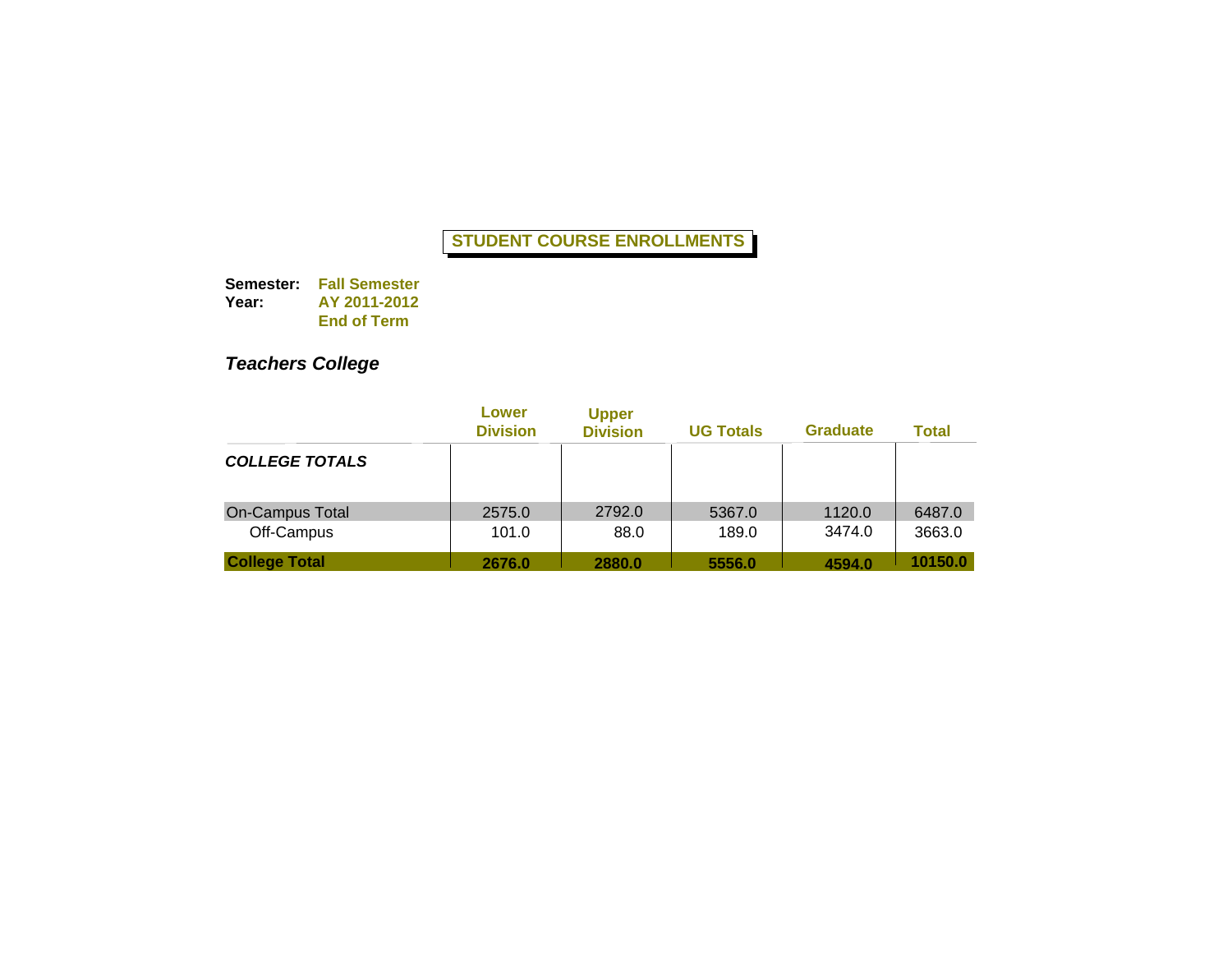# STUDENT COURSE ENROLLMENTS

**Semester:** **Fall Semester**
**Year:** **AY 2011-2012**
**End of Term**

## *Teachers College*

| | Lower Division | Upper Division | UG Totals | Graduate | Total |
|---|---|---|---|---|---|
| ***COLLEGE TOTALS*** | | | | | |
| On-Campus Total | 2575.0 | 2792.0 | 5367.0 | 1120.0 | 6487.0 |
| Off-Campus | 101.0 | 88.0 | 189.0 | 3474.0 | 3663.0 |
| **College Total** | **2676.0** | **2880.0** | **5556.0** | **4594.0** | **10150.0** |